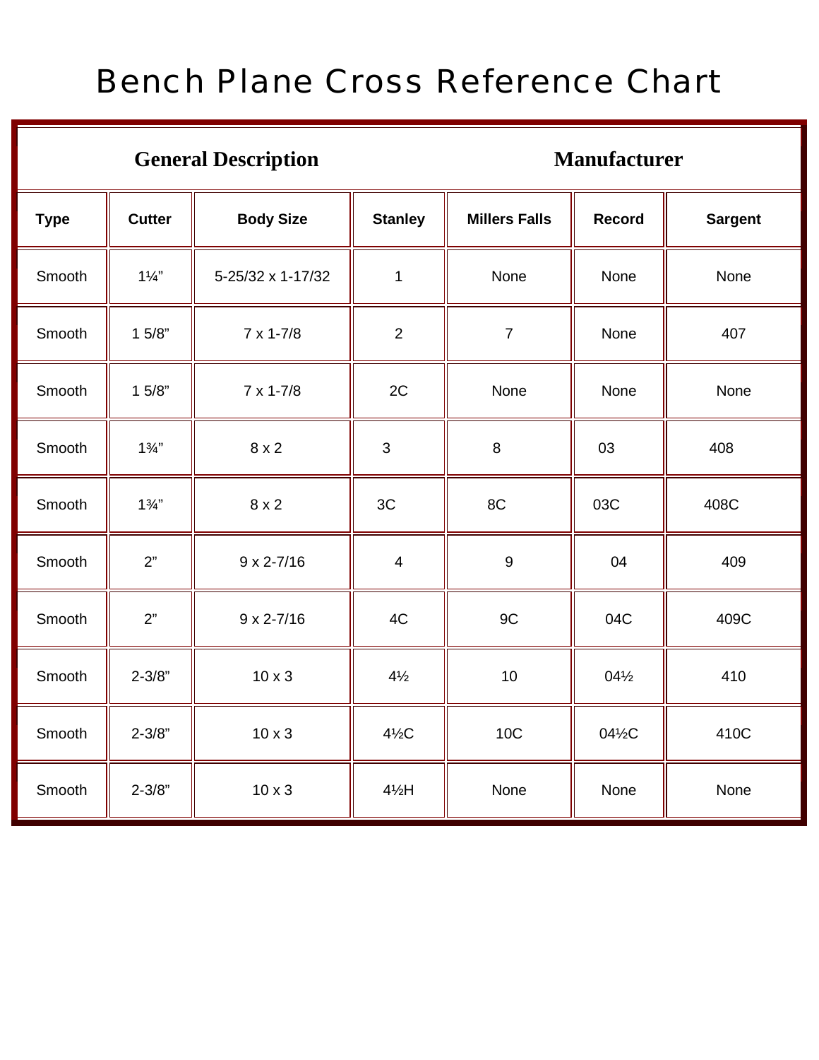# Bench Plane Cross Reference Chart

| General Description | | | Manufacturer | | | |
|---|---|---|---|---|---|---|
| **Type** | **Cutter** | **Body Size** | **Stanley** | **Millers Falls** | **Record** | **Sargent** |
| Smooth | 1¼" | 5-25/32 x 1-17/32 | 1 | None | None | None |
| Smooth | 1 5/8" | 7 x 1-7/8 | 2 | 7 | None | 407 |
| Smooth | 1 5/8" | 7 x 1-7/8 | 2C | None | None | None |
| Smooth | 1¾" | 8 x 2 | 3 | 8 | 03 | 408 |
| Smooth | 1¾" | 8 x 2 | 3C | 8C | 03C | 408C |
| Smooth | 2" | 9 x 2-7/16 | 4 | 9 | 04 | 409 |
| Smooth | 2" | 9 x 2-7/16 | 4C | 9C | 04C | 409C |
| Smooth | 2-3/8" | 10 x 3 | 4½ | 10 | 04½ | 410 |
| Smooth | 2-3/8" | 10 x 3 | 4½C | 10C | 04½C | 410C |
| Smooth | 2-3/8" | 10 x 3 | 4½H | None | None | None |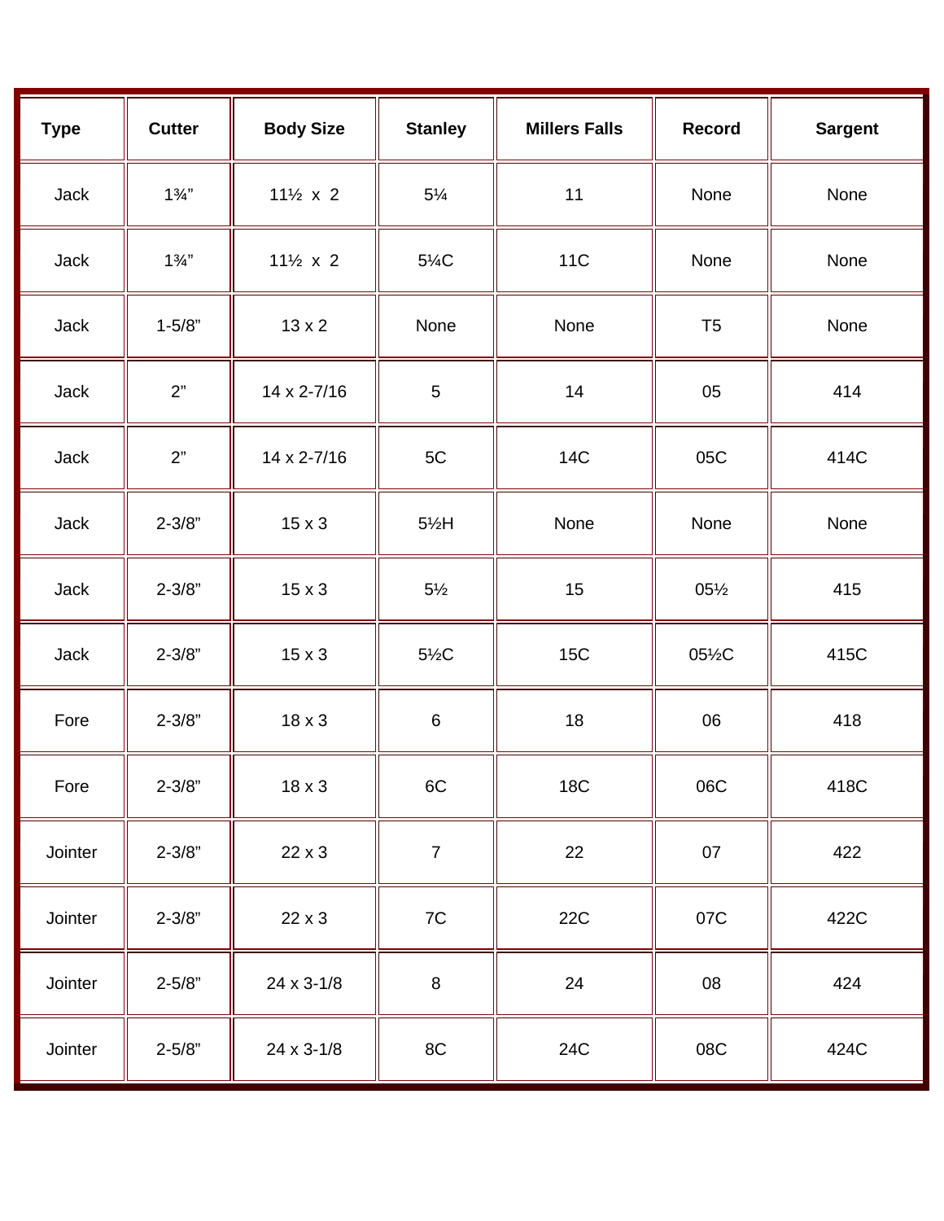| Type | Cutter | Body Size | Stanley | Millers Falls | Record | Sargent |
|---|---|---|---|---|---|---|
| Jack | 1¾” | 11½ x 2 | 5¼ | 11 | None | None |
| Jack | 1¾” | 11½ x 2 | 5¼C | 11C | None | None |
| Jack | 1-5/8” | 13 x 2 | None | None | T5 | None |
| Jack | 2” | 14 x 2-7/16 | 5 | 14 | 05 | 414 |
| Jack | 2” | 14 x 2-7/16 | 5C | 14C | 05C | 414C |
| Jack | 2-3/8” | 15 x 3 | 5½H | None | None | None |
| Jack | 2-3/8” | 15 x 3 | 5½ | 15 | 05½ | 415 |
| Jack | 2-3/8” | 15 x 3 | 5½C | 15C | 05½C | 415C |
| Fore | 2-3/8” | 18 x 3 | 6 | 18 | 06 | 418 |
| Fore | 2-3/8” | 18 x 3 | 6C | 18C | 06C | 418C |
| Jointer | 2-3/8” | 22 x 3 | 7 | 22 | 07 | 422 |
| Jointer | 2-3/8” | 22 x 3 | 7C | 22C | 07C | 422C |
| Jointer | 2-5/8” | 24 x 3-1/8 | 8 | 24 | 08 | 424 |
| Jointer | 2-5/8” | 24 x 3-1/8 | 8C | 24C | 08C | 424C |